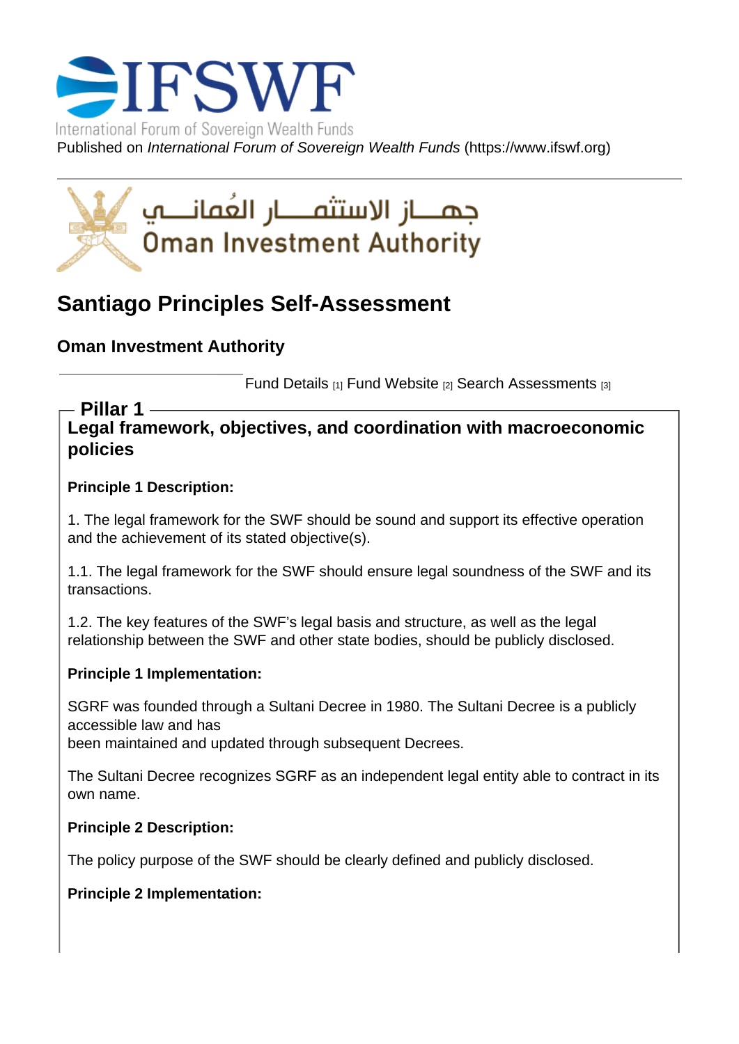International Forum of Sovereign Wealth Funds

Published on *International Forum of Sovereign Wealth Funds* (https://www.ifswf.org)

جهــاز الاستثمــار العُمانــي
Oman Investment Authority

# Santiago Principles Self-Assessment

## Oman Investment Authority

Fund Details [1] Fund Website [2] Search Assessments [3]

## Pillar 1

### Legal framework, objectives, and coordination with macroeconomic policies

**Principle 1 Description:**

1. The legal framework for the SWF should be sound and support its effective operation and the achievement of its stated objective(s).

1.1. The legal framework for the SWF should ensure legal soundness of the SWF and its transactions.

1.2. The key features of the SWF's legal basis and structure, as well as the legal relationship between the SWF and other state bodies, should be publicly disclosed.

**Principle 1 Implementation:**

SGRF was founded through a Sultani Decree in 1980. The Sultani Decree is a publicly accessible law and has been maintained and updated through subsequent Decrees.

The Sultani Decree recognizes SGRF as an independent legal entity able to contract in its own name.

**Principle 2 Description:**

The policy purpose of the SWF should be clearly defined and publicly disclosed.

**Principle 2 Implementation:**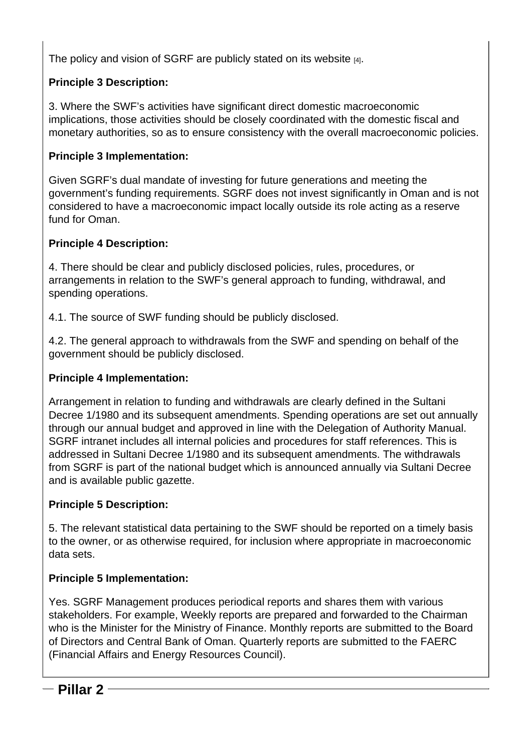The policy and vision of SGRF are publicly stated on its website [4].

**Principle 3 Description:**

3. Where the SWF's activities have significant direct domestic macroeconomic implications, those activities should be closely coordinated with the domestic fiscal and monetary authorities, so as to ensure consistency with the overall macroeconomic policies.

**Principle 3 Implementation:**

Given SGRF's dual mandate of investing for future generations and meeting the government's funding requirements. SGRF does not invest significantly in Oman and is not considered to have a macroeconomic impact locally outside its role acting as a reserve fund for Oman.

**Principle 4 Description:**

4. There should be clear and publicly disclosed policies, rules, procedures, or arrangements in relation to the SWF's general approach to funding, withdrawal, and spending operations.

4.1. The source of SWF funding should be publicly disclosed.

4.2. The general approach to withdrawals from the SWF and spending on behalf of the government should be publicly disclosed.

**Principle 4 Implementation:**

Arrangement in relation to funding and withdrawals are clearly defined in the Sultani Decree 1/1980 and its subsequent amendments. Spending operations are set out annually through our annual budget and approved in line with the Delegation of Authority Manual. SGRF intranet includes all internal policies and procedures for staff references. This is addressed in Sultani Decree 1/1980 and its subsequent amendments. The withdrawals from SGRF is part of the national budget which is announced annually via Sultani Decree and is available public gazette.

**Principle 5 Description:**

5. The relevant statistical data pertaining to the SWF should be reported on a timely basis to the owner, or as otherwise required, for inclusion where appropriate in macroeconomic data sets.

**Principle 5 Implementation:**

Yes. SGRF Management produces periodical reports and shares them with various stakeholders. For example, Weekly reports are prepared and forwarded to the Chairman who is the Minister for the Ministry of Finance. Monthly reports are submitted to the Board of Directors and Central Bank of Oman. Quarterly reports are submitted to the FAERC (Financial Affairs and Energy Resources Council).

## Pillar 2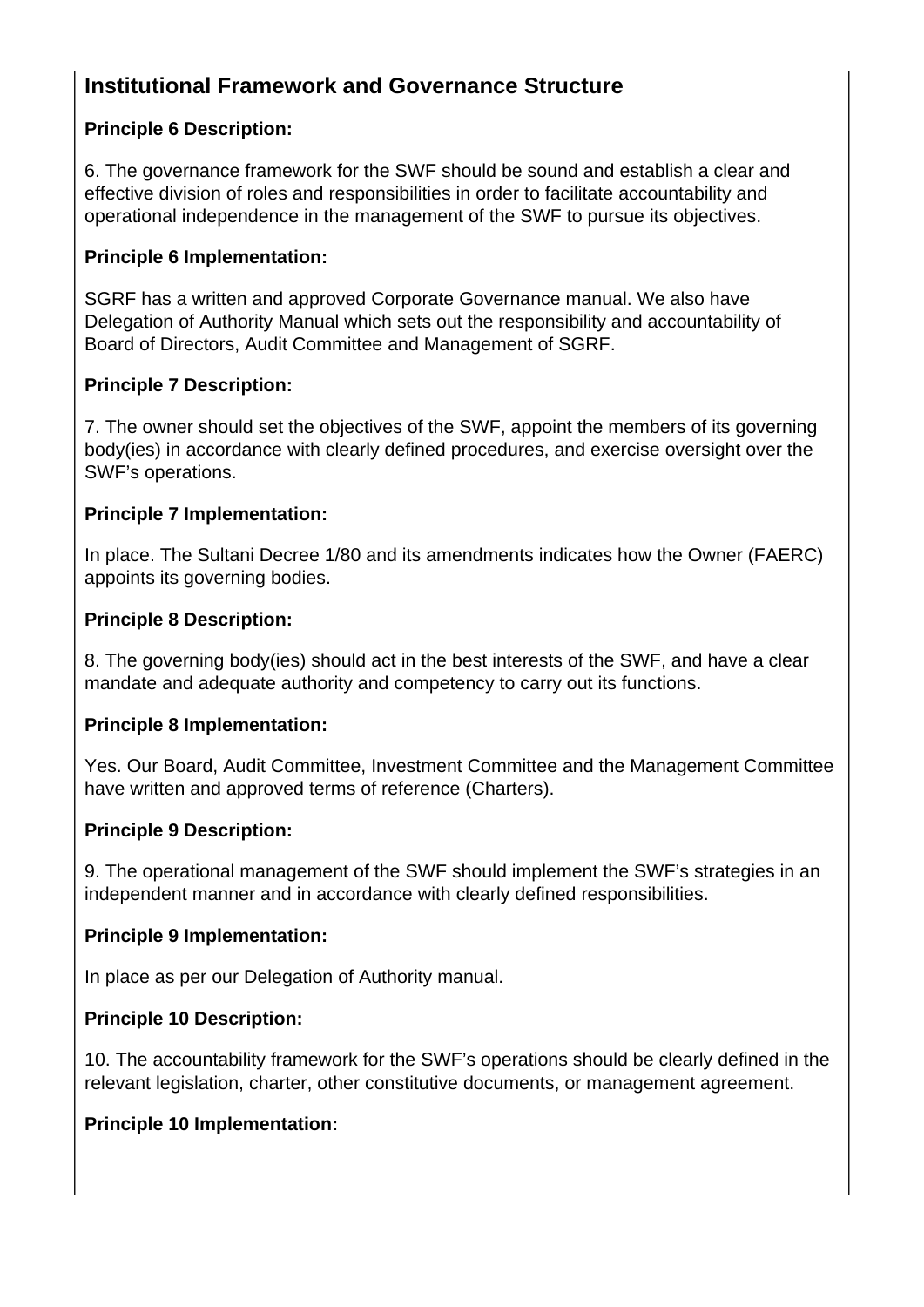## Institutional Framework and Governance Structure

**Principle 6 Description:**

6. The governance framework for the SWF should be sound and establish a clear and effective division of roles and responsibilities in order to facilitate accountability and operational independence in the management of the SWF to pursue its objectives.

**Principle 6 Implementation:**

SGRF has a written and approved Corporate Governance manual. We also have Delegation of Authority Manual which sets out the responsibility and accountability of Board of Directors, Audit Committee and Management of SGRF.

**Principle 7 Description:**

7. The owner should set the objectives of the SWF, appoint the members of its governing body(ies) in accordance with clearly defined procedures, and exercise oversight over the SWF's operations.

**Principle 7 Implementation:**

In place. The Sultani Decree 1/80 and its amendments indicates how the Owner (FAERC) appoints its governing bodies.

**Principle 8 Description:**

8. The governing body(ies) should act in the best interests of the SWF, and have a clear mandate and adequate authority and competency to carry out its functions.

**Principle 8 Implementation:**

Yes. Our Board, Audit Committee, Investment Committee and the Management Committee have written and approved terms of reference (Charters).

**Principle 9 Description:**

9. The operational management of the SWF should implement the SWF's strategies in an independent manner and in accordance with clearly defined responsibilities.

**Principle 9 Implementation:**

In place as per our Delegation of Authority manual.

**Principle 10 Description:**

10. The accountability framework for the SWF's operations should be clearly defined in the relevant legislation, charter, other constitutive documents, or management agreement.

**Principle 10 Implementation:**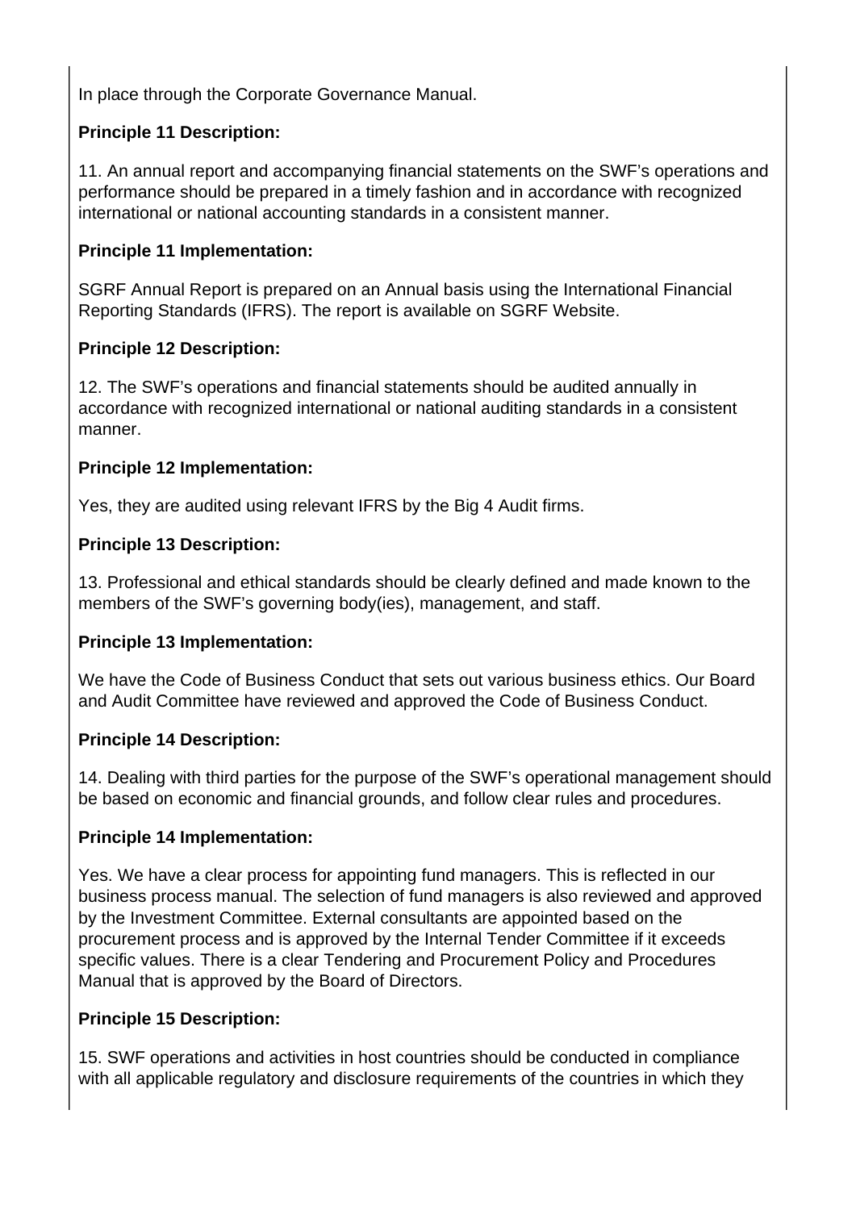In place through the Corporate Governance Manual.

**Principle 11 Description:**

11. An annual report and accompanying financial statements on the SWF's operations and performance should be prepared in a timely fashion and in accordance with recognized international or national accounting standards in a consistent manner.

**Principle 11 Implementation:**

SGRF Annual Report is prepared on an Annual basis using the International Financial Reporting Standards (IFRS). The report is available on SGRF Website.

**Principle 12 Description:**

12. The SWF's operations and financial statements should be audited annually in accordance with recognized international or national auditing standards in a consistent manner.

**Principle 12 Implementation:**

Yes, they are audited using relevant IFRS by the Big 4 Audit firms.

**Principle 13 Description:**

13. Professional and ethical standards should be clearly defined and made known to the members of the SWF's governing body(ies), management, and staff.

**Principle 13 Implementation:**

We have the Code of Business Conduct that sets out various business ethics. Our Board and Audit Committee have reviewed and approved the Code of Business Conduct.

**Principle 14 Description:**

14. Dealing with third parties for the purpose of the SWF's operational management should be based on economic and financial grounds, and follow clear rules and procedures.

**Principle 14 Implementation:**

Yes. We have a clear process for appointing fund managers. This is reflected in our business process manual. The selection of fund managers is also reviewed and approved by the Investment Committee. External consultants are appointed based on the procurement process and is approved by the Internal Tender Committee if it exceeds specific values. There is a clear Tendering and Procurement Policy and Procedures Manual that is approved by the Board of Directors.

**Principle 15 Description:**

15. SWF operations and activities in host countries should be conducted in compliance with all applicable regulatory and disclosure requirements of the countries in which they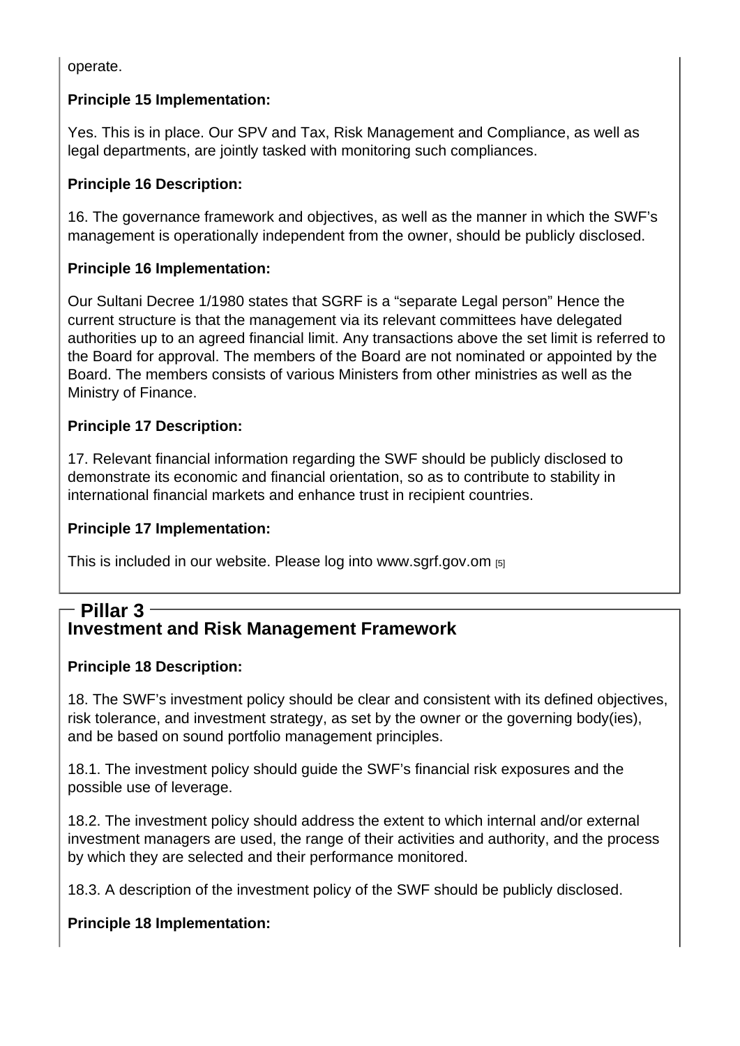operate.

**Principle 15 Implementation:**

Yes. This is in place. Our SPV and Tax, Risk Management and Compliance, as well as legal departments, are jointly tasked with monitoring such compliances.

**Principle 16 Description:**

16. The governance framework and objectives, as well as the manner in which the SWF's management is operationally independent from the owner, should be publicly disclosed.

**Principle 16 Implementation:**

Our Sultani Decree 1/1980 states that SGRF is a "separate Legal person" Hence the current structure is that the management via its relevant committees have delegated authorities up to an agreed financial limit. Any transactions above the set limit is referred to the Board for approval. The members of the Board are not nominated or appointed by the Board. The members consists of various Ministers from other ministries as well as the Ministry of Finance.

**Principle 17 Description:**

17. Relevant financial information regarding the SWF should be publicly disclosed to demonstrate its economic and financial orientation, so as to contribute to stability in international financial markets and enhance trust in recipient countries.

**Principle 17 Implementation:**

This is included in our website. Please log into www.sgrf.gov.om [5]

## Pillar 3

### Investment and Risk Management Framework

**Principle 18 Description:**

18. The SWF's investment policy should be clear and consistent with its defined objectives, risk tolerance, and investment strategy, as set by the owner or the governing body(ies), and be based on sound portfolio management principles.

18.1. The investment policy should guide the SWF's financial risk exposures and the possible use of leverage.

18.2. The investment policy should address the extent to which internal and/or external investment managers are used, the range of their activities and authority, and the process by which they are selected and their performance monitored.

18.3. A description of the investment policy of the SWF should be publicly disclosed.

**Principle 18 Implementation:**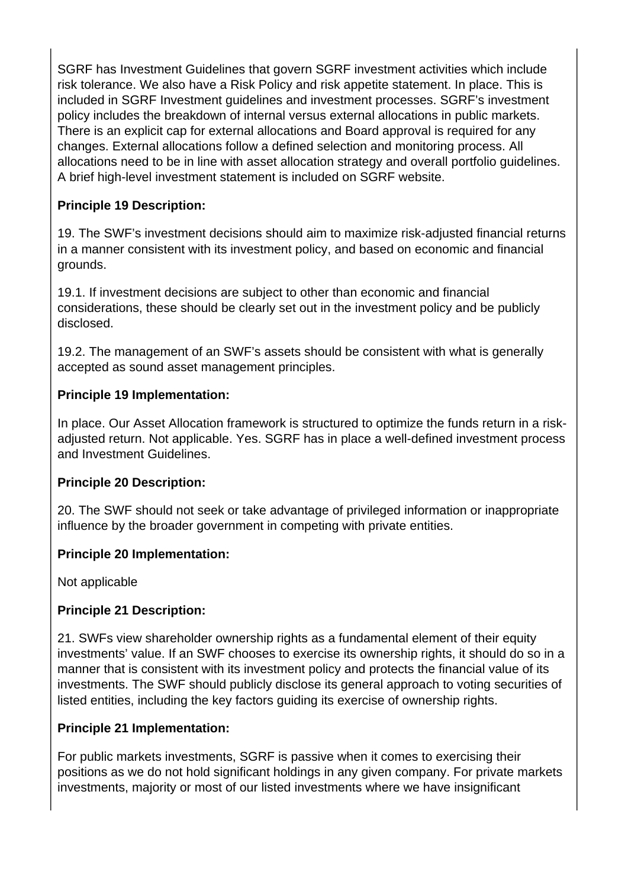SGRF has Investment Guidelines that govern SGRF investment activities which include risk tolerance. We also have a Risk Policy and risk appetite statement. In place. This is included in SGRF Investment guidelines and investment processes. SGRF's investment policy includes the breakdown of internal versus external allocations in public markets. There is an explicit cap for external allocations and Board approval is required for any changes. External allocations follow a defined selection and monitoring process. All allocations need to be in line with asset allocation strategy and overall portfolio guidelines. A brief high-level investment statement is included on SGRF website.

**Principle 19 Description:**

19. The SWF's investment decisions should aim to maximize risk-adjusted financial returns in a manner consistent with its investment policy, and based on economic and financial grounds.

19.1. If investment decisions are subject to other than economic and financial considerations, these should be clearly set out in the investment policy and be publicly disclosed.

19.2. The management of an SWF's assets should be consistent with what is generally accepted as sound asset management principles.

**Principle 19 Implementation:**

In place. Our Asset Allocation framework is structured to optimize the funds return in a risk-adjusted return. Not applicable. Yes. SGRF has in place a well-defined investment process and Investment Guidelines.

**Principle 20 Description:**

20. The SWF should not seek or take advantage of privileged information or inappropriate influence by the broader government in competing with private entities.

**Principle 20 Implementation:**

Not applicable

**Principle 21 Description:**

21. SWFs view shareholder ownership rights as a fundamental element of their equity investments' value. If an SWF chooses to exercise its ownership rights, it should do so in a manner that is consistent with its investment policy and protects the financial value of its investments. The SWF should publicly disclose its general approach to voting securities of listed entities, including the key factors guiding its exercise of ownership rights.

**Principle 21 Implementation:**

For public markets investments, SGRF is passive when it comes to exercising their positions as we do not hold significant holdings in any given company. For private markets investments, majority or most of our listed investments where we have insignificant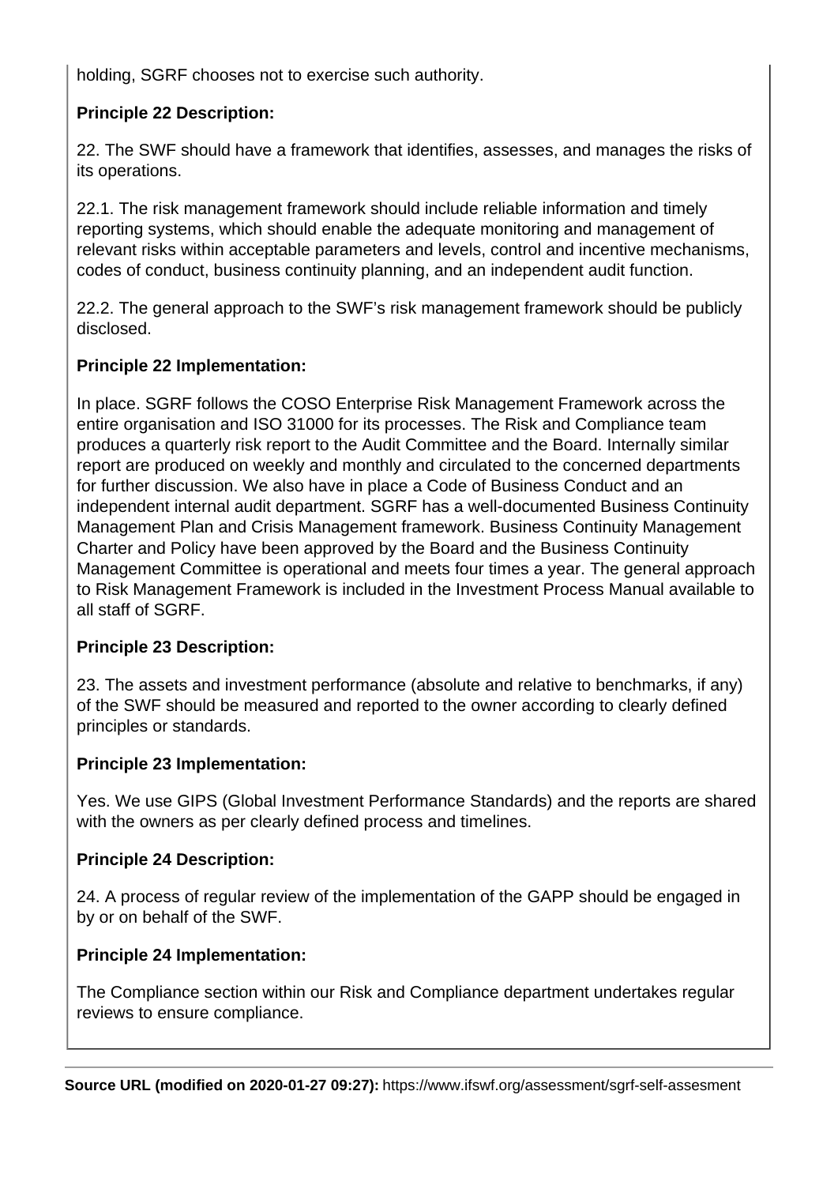holding, SGRF chooses not to exercise such authority.

**Principle 22 Description:**

22. The SWF should have a framework that identifies, assesses, and manages the risks of its operations.

22.1. The risk management framework should include reliable information and timely reporting systems, which should enable the adequate monitoring and management of relevant risks within acceptable parameters and levels, control and incentive mechanisms, codes of conduct, business continuity planning, and an independent audit function.

22.2. The general approach to the SWF's risk management framework should be publicly disclosed.

**Principle 22 Implementation:**

In place. SGRF follows the COSO Enterprise Risk Management Framework across the entire organisation and ISO 31000 for its processes. The Risk and Compliance team produces a quarterly risk report to the Audit Committee and the Board. Internally similar report are produced on weekly and monthly and circulated to the concerned departments for further discussion. We also have in place a Code of Business Conduct and an independent internal audit department. SGRF has a well-documented Business Continuity Management Plan and Crisis Management framework. Business Continuity Management Charter and Policy have been approved by the Board and the Business Continuity Management Committee is operational and meets four times a year. The general approach to Risk Management Framework is included in the Investment Process Manual available to all staff of SGRF.

**Principle 23 Description:**

23. The assets and investment performance (absolute and relative to benchmarks, if any) of the SWF should be measured and reported to the owner according to clearly defined principles or standards.

**Principle 23 Implementation:**

Yes. We use GIPS (Global Investment Performance Standards) and the reports are shared with the owners as per clearly defined process and timelines.

**Principle 24 Description:**

24. A process of regular review of the implementation of the GAPP should be engaged in by or on behalf of the SWF.

**Principle 24 Implementation:**

The Compliance section within our Risk and Compliance department undertakes regular reviews to ensure compliance.

**Source URL (modified on 2020-01-27 09:27):** https://www.ifswf.org/assessment/sgrf-self-assesment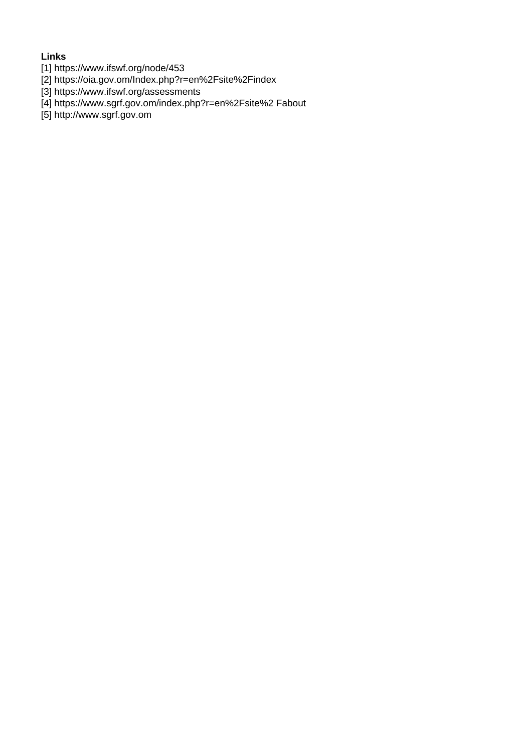**Links**

[1] https://www.ifswf.org/node/453
[2] https://oia.gov.om/Index.php?r=en%2Fsite%2Findex
[3] https://www.ifswf.org/assessments
[4] https://www.sgrf.gov.om/index.php?r=en%2Fsite%2 Fabout
[5] http://www.sgrf.gov.om